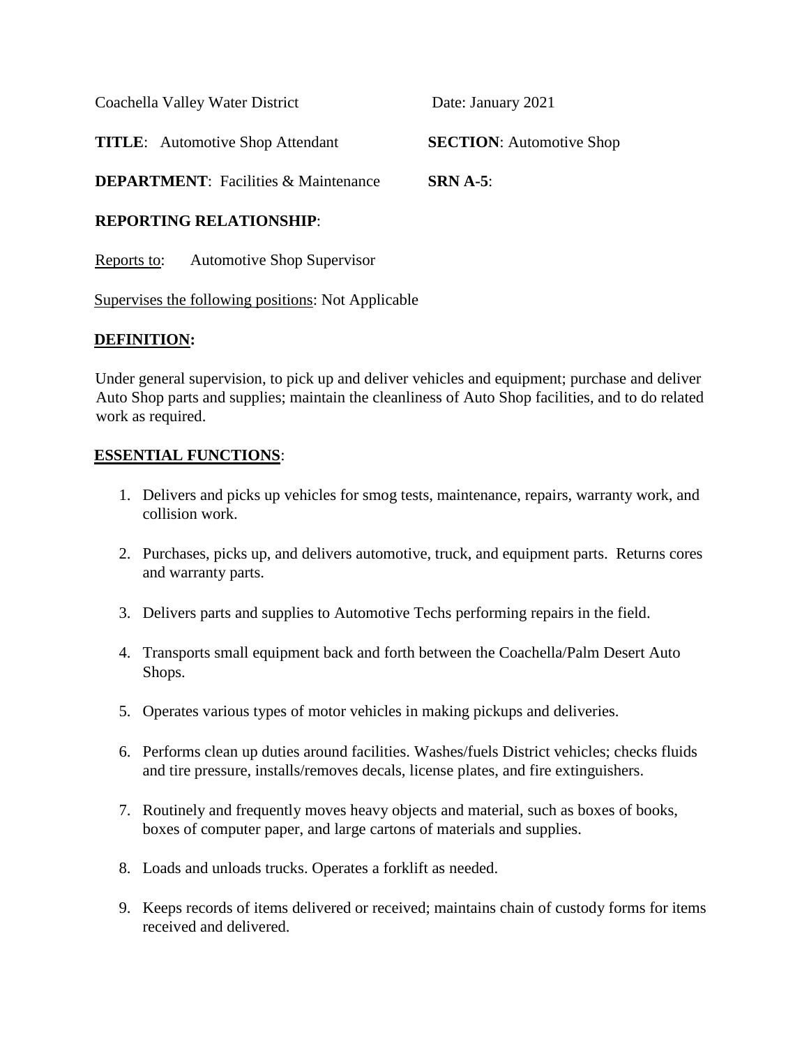Coachella Valley Water District | Date: January 2021

**TITLE**: Automotive Shop Attendant | **SECTION**: Automotive Shop

**DEPARTMENT**: Facilities & Maintenance | **SRN A-5**:

**REPORTING RELATIONSHIP**:

Reports to: Automotive Shop Supervisor

Supervises the following positions: Not Applicable

## DEFINITION:

Under general supervision, to pick up and deliver vehicles and equipment; purchase and deliver Auto Shop parts and supplies; maintain the cleanliness of Auto Shop facilities, and to do related work as required.

## ESSENTIAL FUNCTIONS:

1. Delivers and picks up vehicles for smog tests, maintenance, repairs, warranty work, and collision work.
2. Purchases, picks up, and delivers automotive, truck, and equipment parts. Returns cores and warranty parts.
3. Delivers parts and supplies to Automotive Techs performing repairs in the field.
4. Transports small equipment back and forth between the Coachella/Palm Desert Auto Shops.
5. Operates various types of motor vehicles in making pickups and deliveries.
6. Performs clean up duties around facilities. Washes/fuels District vehicles; checks fluids and tire pressure, installs/removes decals, license plates, and fire extinguishers.
7. Routinely and frequently moves heavy objects and material, such as boxes of books, boxes of computer paper, and large cartons of materials and supplies.
8. Loads and unloads trucks. Operates a forklift as needed.
9. Keeps records of items delivered or received; maintains chain of custody forms for items received and delivered.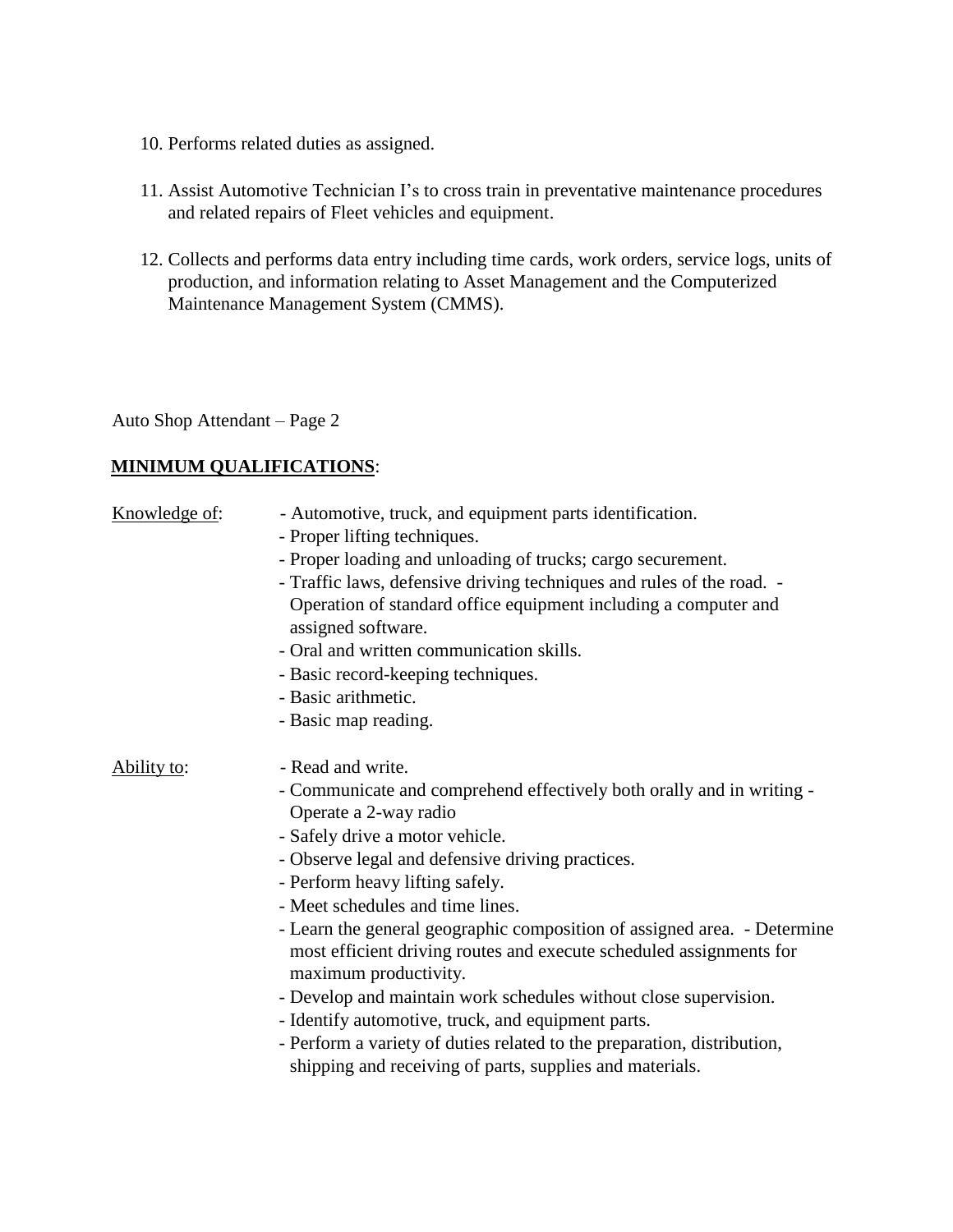10. Performs related duties as assigned.

11. Assist Automotive Technician I's to cross train in preventative maintenance procedures and related repairs of Fleet vehicles and equipment.

12. Collects and performs data entry including time cards, work orders, service logs, units of production, and information relating to Asset Management and the Computerized Maintenance Management System (CMMS).

Auto Shop Attendant – Page 2

**MINIMUM QUALIFICATIONS**:

Knowledge of:

- Automotive, truck, and equipment parts identification.
- Proper lifting techniques.
- Proper loading and unloading of trucks; cargo securement.
- Traffic laws, defensive driving techniques and rules of the road.
- Operation of standard office equipment including a computer and assigned software.
- Oral and written communication skills.
- Basic record-keeping techniques.
- Basic arithmetic.
- Basic map reading.

Ability to:

- Read and write.
- Communicate and comprehend effectively both orally and in writing
- Operate a 2-way radio
- Safely drive a motor vehicle.
- Observe legal and defensive driving practices.
- Perform heavy lifting safely.
- Meet schedules and time lines.
- Learn the general geographic composition of assigned area.
- Determine most efficient driving routes and execute scheduled assignments for maximum productivity.
- Develop and maintain work schedules without close supervision.
- Identify automotive, truck, and equipment parts.
- Perform a variety of duties related to the preparation, distribution, shipping and receiving of parts, supplies and materials.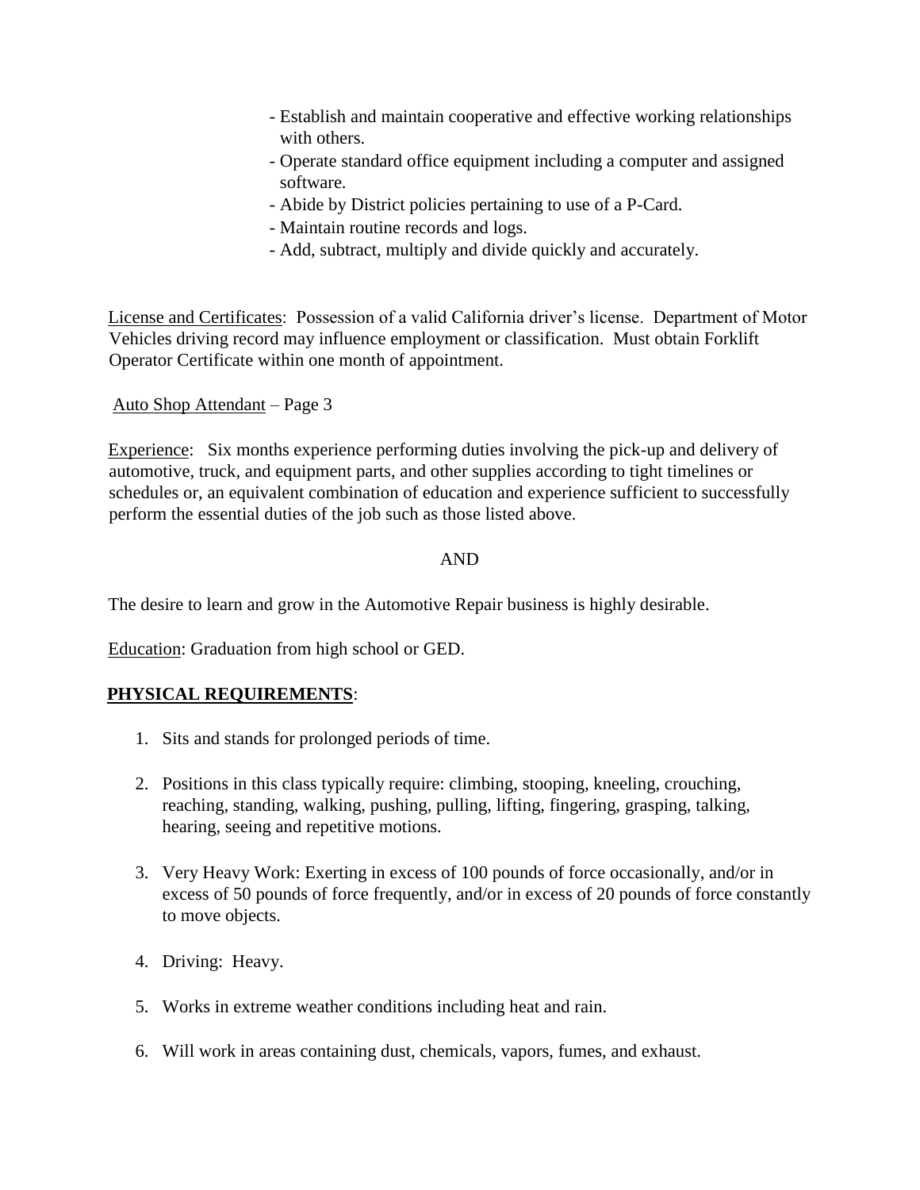- Establish and maintain cooperative and effective working relationships with others.
- Operate standard office equipment including a computer and assigned software.
- Abide by District policies pertaining to use of a P-Card.
- Maintain routine records and logs.
- Add, subtract, multiply and divide quickly and accurately.

License and Certificates: Possession of a valid California driver's license. Department of Motor Vehicles driving record may influence employment or classification. Must obtain Forklift Operator Certificate within one month of appointment.

Experience: Six months experience performing duties involving the pick-up and delivery of automotive, truck, and equipment parts, and other supplies according to tight timelines or schedules or, an equivalent combination of education and experience sufficient to successfully perform the essential duties of the job such as those listed above.

AND

The desire to learn and grow in the Automotive Repair business is highly desirable.

Education: Graduation from high school or GED.

**PHYSICAL REQUIREMENTS**:

1. Sits and stands for prolonged periods of time.
2. Positions in this class typically require: climbing, stooping, kneeling, crouching, reaching, standing, walking, pushing, pulling, lifting, fingering, grasping, talking, hearing, seeing and repetitive motions.
3. Very Heavy Work: Exerting in excess of 100 pounds of force occasionally, and/or in excess of 50 pounds of force frequently, and/or in excess of 20 pounds of force constantly to move objects.
4. Driving: Heavy.
5. Works in extreme weather conditions including heat and rain.
6. Will work in areas containing dust, chemicals, vapors, fumes, and exhaust.